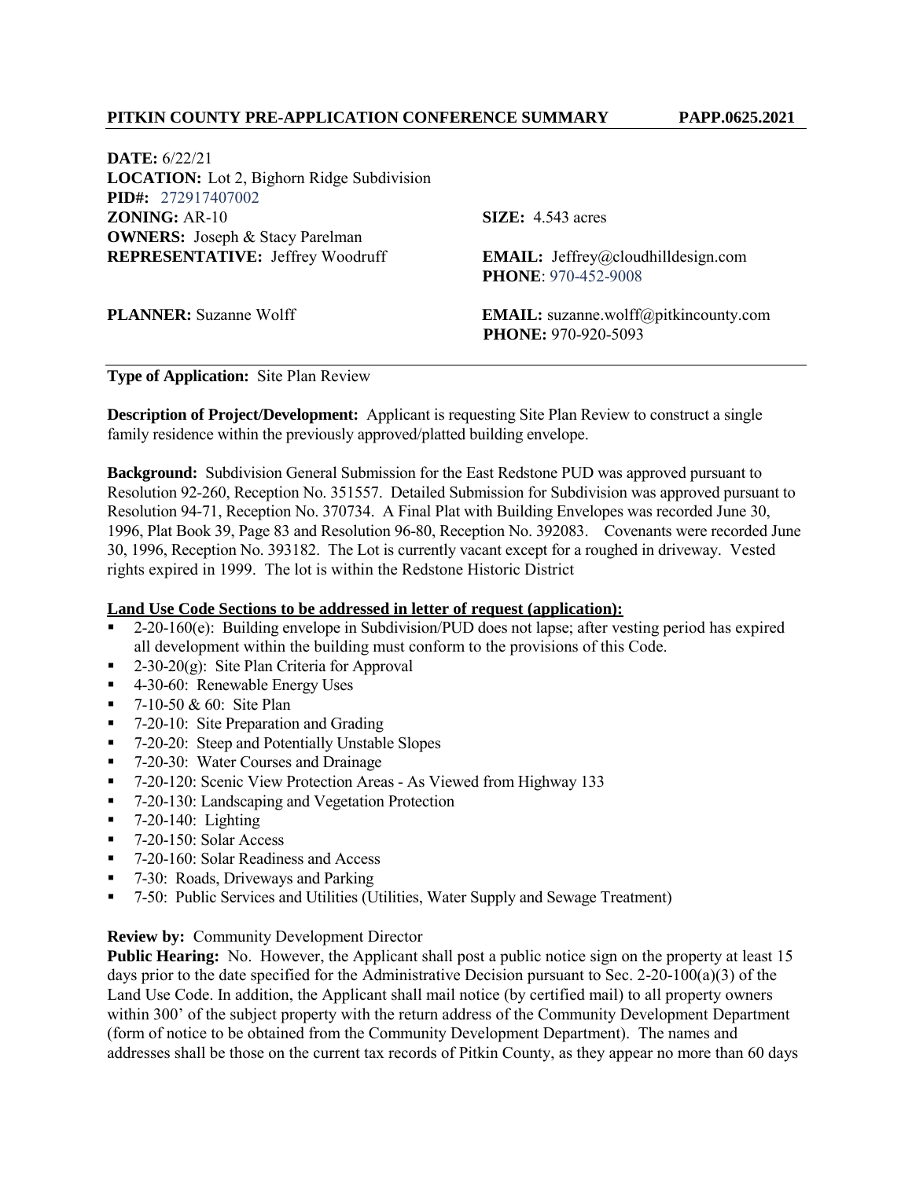**PITKIN COUNTY PRE-APPLICATION CONFERENCE SUMMARY PAPP.0625.2021**

**DATE:** 6/22/21
**LOCATION:** Lot 2, Bighorn Ridge Subdivision
**PID#:** 272917407002
**ZONING:** AR-10 **SIZE:** 4.543 acres
**OWNERS:** Joseph & Stacy Parelman
**REPRESENTATIVE:** Jeffrey Woodruff **EMAIL:** Jeffrey@cloudhilldesign.com
**PHONE**: 970-452-9008

**PLANNER:** Suzanne Wolff **EMAIL:** suzanne.wolff@pitkincounty.com
**PHONE:** 970-920-5093

---

**Type of Application:** Site Plan Review

**Description of Project/Development:** Applicant is requesting Site Plan Review to construct a single family residence within the previously approved/platted building envelope.

**Background:** Subdivision General Submission for the East Redstone PUD was approved pursuant to Resolution 92-260, Reception No. 351557. Detailed Submission for Subdivision was approved pursuant to Resolution 94-71, Reception No. 370734. A Final Plat with Building Envelopes was recorded June 30, 1996, Plat Book 39, Page 83 and Resolution 96-80, Reception No. 392083. Covenants were recorded June 30, 1996, Reception No. 393182. The Lot is currently vacant except for a roughed in driveway. Vested rights expired in 1999. The lot is within the Redstone Historic District

**Land Use Code Sections to be addressed in letter of request (application):**

- 2-20-160(e): Building envelope in Subdivision/PUD does not lapse; after vesting period has expired all development within the building must conform to the provisions of this Code.
- 2-30-20(g): Site Plan Criteria for Approval
- 4-30-60: Renewable Energy Uses
- 7-10-50 & 60: Site Plan
- 7-20-10: Site Preparation and Grading
- 7-20-20: Steep and Potentially Unstable Slopes
- 7-20-30: Water Courses and Drainage
- 7-20-120: Scenic View Protection Areas - As Viewed from Highway 133
- 7-20-130: Landscaping and Vegetation Protection
- 7-20-140: Lighting
- 7-20-150: Solar Access
- 7-20-160: Solar Readiness and Access
- 7-30: Roads, Driveways and Parking
- 7-50: Public Services and Utilities (Utilities, Water Supply and Sewage Treatment)

**Review by:** Community Development Director
**Public Hearing:** No. However, the Applicant shall post a public notice sign on the property at least 15 days prior to the date specified for the Administrative Decision pursuant to Sec. 2-20-100(a)(3) of the Land Use Code. In addition, the Applicant shall mail notice (by certified mail) to all property owners within 300' of the subject property with the return address of the Community Development Department (form of notice to be obtained from the Community Development Department). The names and addresses shall be those on the current tax records of Pitkin County, as they appear no more than 60 days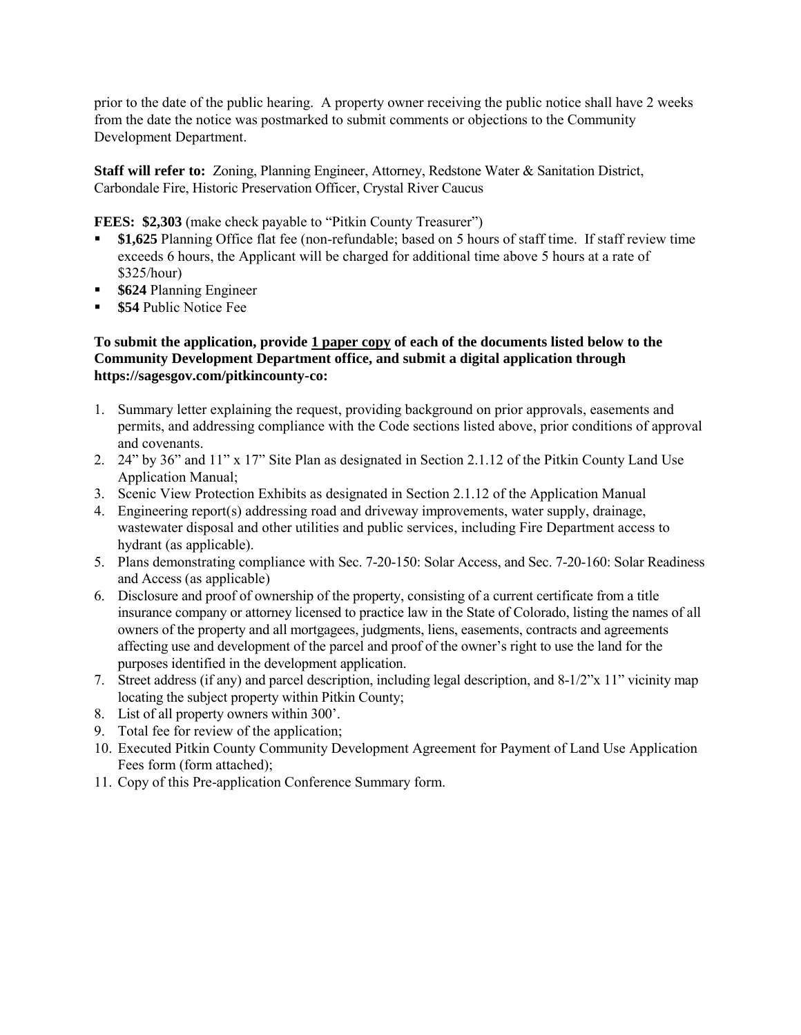prior to the date of the public hearing. A property owner receiving the public notice shall have 2 weeks from the date the notice was postmarked to submit comments or objections to the Community Development Department.

**Staff will refer to:** Zoning, Planning Engineer, Attorney, Redstone Water & Sanitation District, Carbondale Fire, Historic Preservation Officer, Crystal River Caucus

**FEES: $2,303** (make check payable to "Pitkin County Treasurer")

- **$1,625** Planning Office flat fee (non-refundable; based on 5 hours of staff time. If staff review time exceeds 6 hours, the Applicant will be charged for additional time above 5 hours at a rate of $325/hour)
- **$624** Planning Engineer
- **$54** Public Notice Fee

**To submit the application, provide <u>1 paper copy</u> of each of the documents listed below to the Community Development Department office, and submit a digital application through https://sagesgov.com/pitkincounty-co:**

1. Summary letter explaining the request, providing background on prior approvals, easements and permits, and addressing compliance with the Code sections listed above, prior conditions of approval and covenants.
2. 24" by 36" and 11" x 17" Site Plan as designated in Section 2.1.12 of the Pitkin County Land Use Application Manual;
3. Scenic View Protection Exhibits as designated in Section 2.1.12 of the Application Manual
4. Engineering report(s) addressing road and driveway improvements, water supply, drainage, wastewater disposal and other utilities and public services, including Fire Department access to hydrant (as applicable).
5. Plans demonstrating compliance with Sec. 7-20-150: Solar Access, and Sec. 7-20-160: Solar Readiness and Access (as applicable)
6. Disclosure and proof of ownership of the property, consisting of a current certificate from a title insurance company or attorney licensed to practice law in the State of Colorado, listing the names of all owners of the property and all mortgagees, judgments, liens, easements, contracts and agreements affecting use and development of the parcel and proof of the owner's right to use the land for the purposes identified in the development application.
7. Street address (if any) and parcel description, including legal description, and 8-1/2"x 11" vicinity map locating the subject property within Pitkin County;
8. List of all property owners within 300'.
9. Total fee for review of the application;
10. Executed Pitkin County Community Development Agreement for Payment of Land Use Application Fees form (form attached);
11. Copy of this Pre-application Conference Summary form.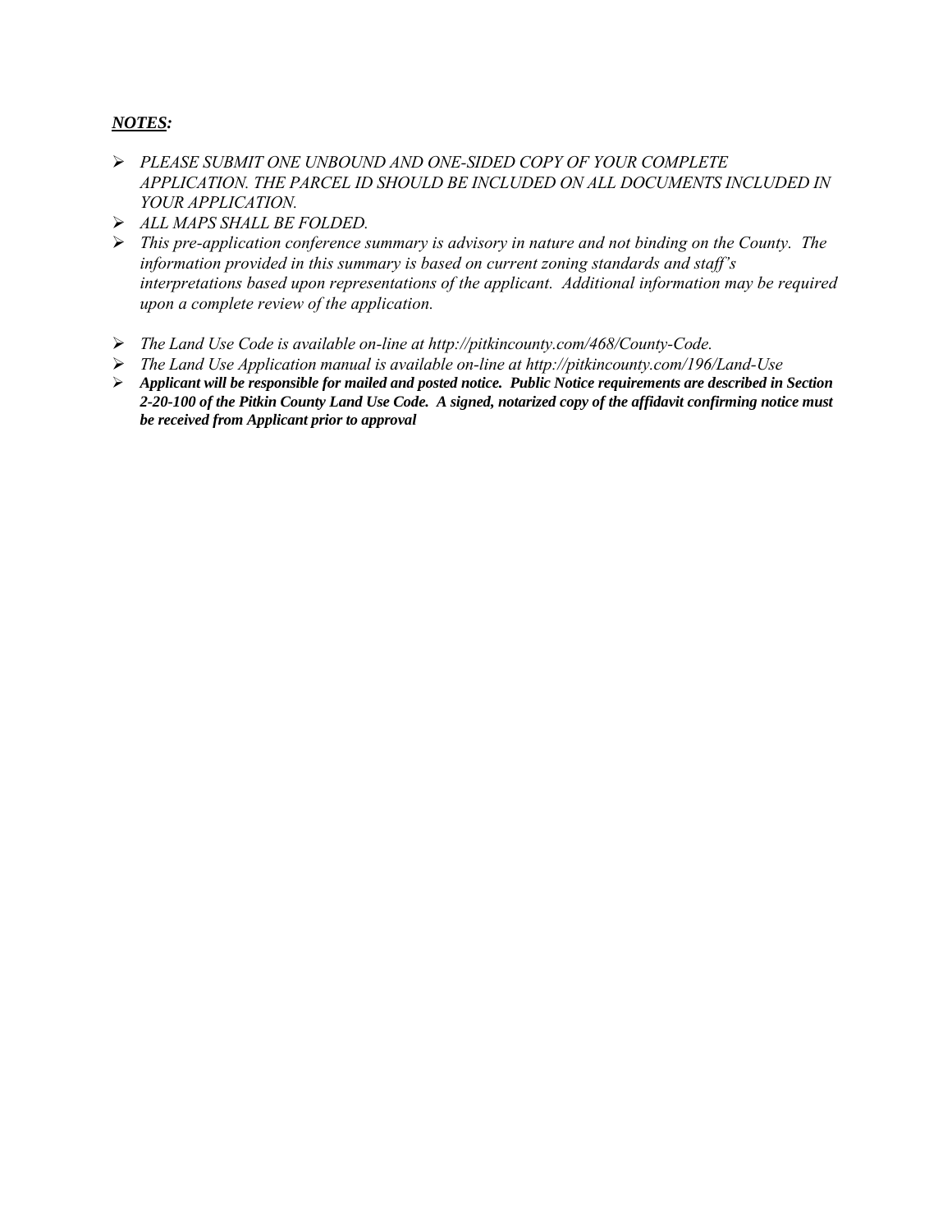***NOTES:***

- *PLEASE SUBMIT ONE UNBOUND AND ONE-SIDED COPY OF YOUR COMPLETE APPLICATION. THE PARCEL ID SHOULD BE INCLUDED ON ALL DOCUMENTS INCLUDED IN YOUR APPLICATION.*
- *ALL MAPS SHALL BE FOLDED.*
- *This pre-application conference summary is advisory in nature and not binding on the County. The information provided in this summary is based on current zoning standards and staff's interpretations based upon representations of the applicant. Additional information may be required upon a complete review of the application.*
- *The Land Use Code is available on-line at http://pitkincounty.com/468/County-Code.*
- *The Land Use Application manual is available on-line at http://pitkincounty.com/196/Land-Use*
- ***Applicant will be responsible for mailed and posted notice. Public Notice requirements are described in Section 2-20-100 of the Pitkin County Land Use Code. A signed, notarized copy of the affidavit confirming notice must be received from Applicant prior to approval***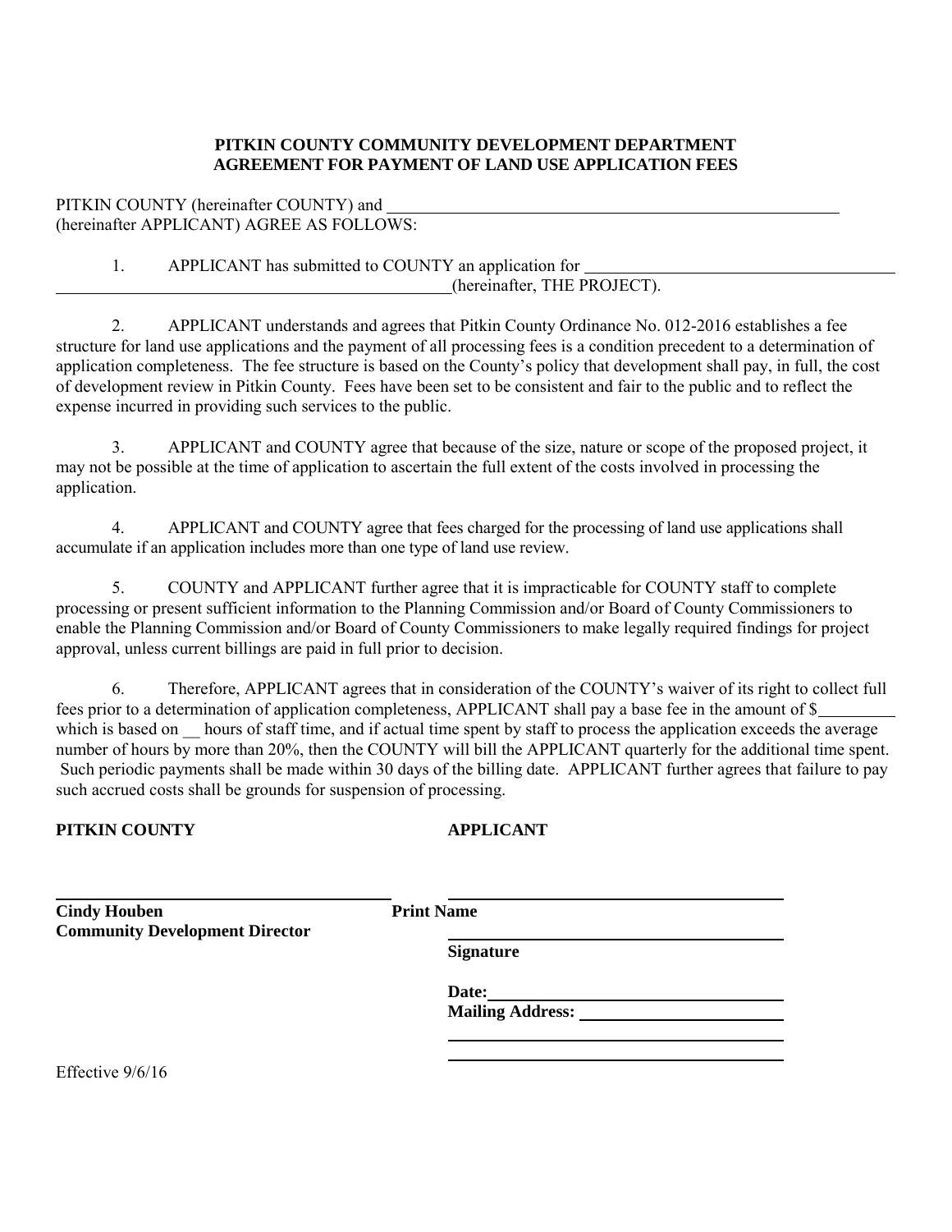**PITKIN COUNTY COMMUNITY DEVELOPMENT DEPARTMENT**
**AGREEMENT FOR PAYMENT OF LAND USE APPLICATION FEES**

PITKIN COUNTY (hereinafter COUNTY) and ______________________________________________________
(hereinafter APPLICANT) AGREE AS FOLLOWS:

1. APPLICANT has submitted to COUNTY an application for ____________________________________
_______________________________________________(hereinafter, THE PROJECT).

2. APPLICANT understands and agrees that Pitkin County Ordinance No. 012-2016 establishes a fee structure for land use applications and the payment of all processing fees is a condition precedent to a determination of application completeness. The fee structure is based on the County's policy that development shall pay, in full, the cost of development review in Pitkin County. Fees have been set to be consistent and fair to the public and to reflect the expense incurred in providing such services to the public.

3. APPLICANT and COUNTY agree that because of the size, nature or scope of the proposed project, it may not be possible at the time of application to ascertain the full extent of the costs involved in processing the application.

4. APPLICANT and COUNTY agree that fees charged for the processing of land use applications shall accumulate if an application includes more than one type of land use review.

5. COUNTY and APPLICANT further agree that it is impracticable for COUNTY staff to complete processing or present sufficient information to the Planning Commission and/or Board of County Commissioners to enable the Planning Commission and/or Board of County Commissioners to make legally required findings for project approval, unless current billings are paid in full prior to decision.

6. Therefore, APPLICANT agrees that in consideration of the COUNTY's waiver of its right to collect full fees prior to a determination of application completeness, APPLICANT shall pay a base fee in the amount of $_________ which is based on __ hours of staff time, and if actual time spent by staff to process the application exceeds the average number of hours by more than 20%, then the COUNTY will bill the APPLICANT quarterly for the additional time spent. Such periodic payments shall be made within 30 days of the billing date. APPLICANT further agrees that failure to pay such accrued costs shall be grounds for suspension of processing.

**PITKIN COUNTY**

________________________________________
**Cindy Houben**
**Community Development Director**

**APPLICANT**

________________________________________
**Print Name**

________________________________________
**Signature**

**Date:**_________________________________
**Mailing Address:** ______________________
________________________________________
________________________________________

Effective 9/6/16